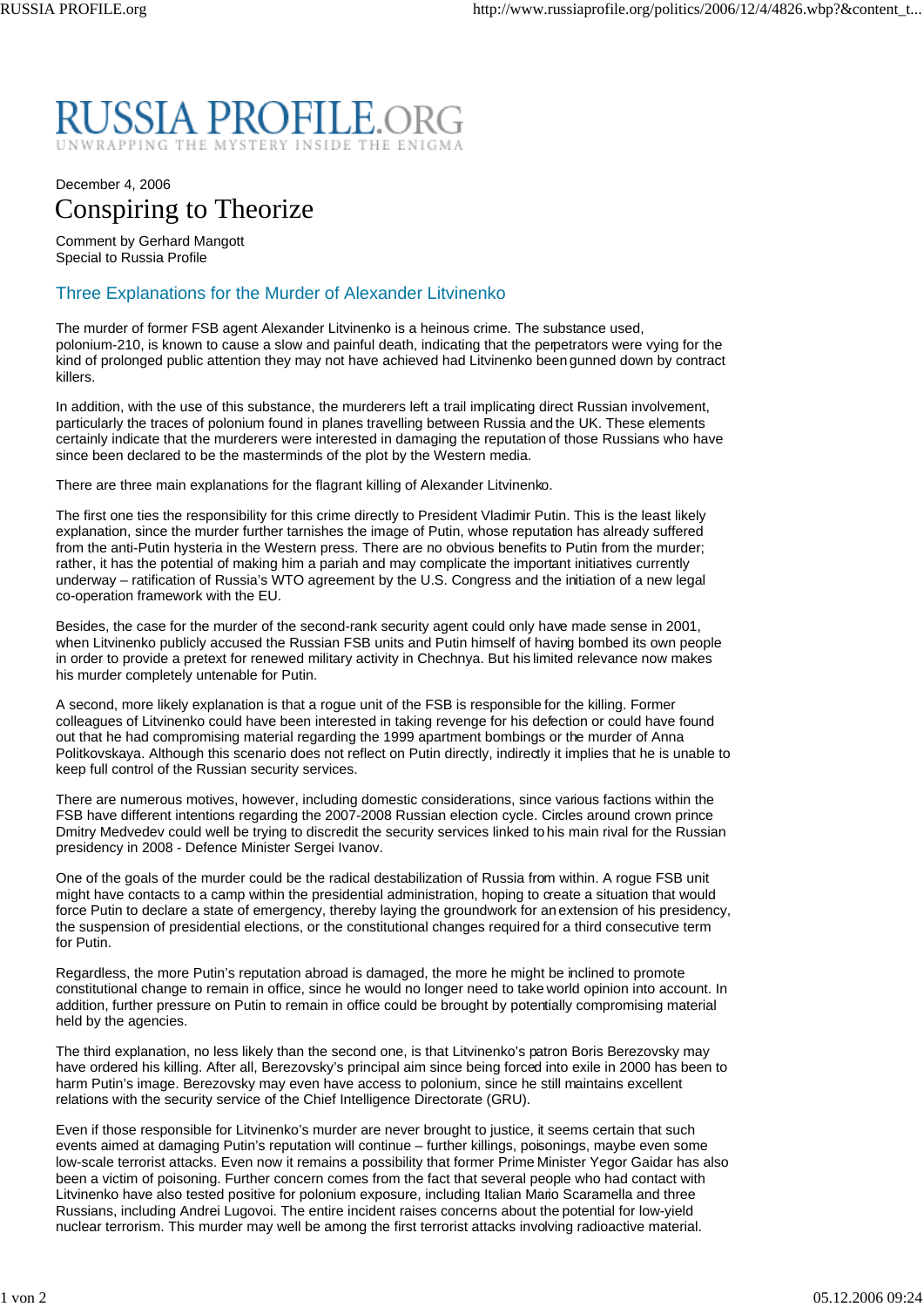# RUSSIA PROFILE.ORG

UNWRAPPING THE MYSTERY INSIDE THE ENIGMA

December 4, 2006

# Conspiring to Theorize

Comment by Gerhard Mangott
Special to Russia Profile

## Three Explanations for the Murder of Alexander Litvinenko

The murder of former FSB agent Alexander Litvinenko is a heinous crime. The substance used, polonium-210, is known to cause a slow and painful death, indicating that the perpetrators were vying for the kind of prolonged public attention they may not have achieved had Litvinenko been gunned down by contract killers.

In addition, with the use of this substance, the murderers left a trail implicating direct Russian involvement, particularly the traces of polonium found in planes travelling between Russia and the UK. These elements certainly indicate that the murderers were interested in damaging the reputation of those Russians who have since been declared to be the masterminds of the plot by the Western media.

There are three main explanations for the flagrant killing of Alexander Litvinenko.

The first one ties the responsibility for this crime directly to President Vladimir Putin. This is the least likely explanation, since the murder further tarnishes the image of Putin, whose reputation has already suffered from the anti-Putin hysteria in the Western press. There are no obvious benefits to Putin from the murder; rather, it has the potential of making him a pariah and may complicate the important initiatives currently underway – ratification of Russia's WTO agreement by the U.S. Congress and the initiation of a new legal co-operation framework with the EU.

Besides, the case for the murder of the second-rank security agent could only have made sense in 2001, when Litvinenko publicly accused the Russian FSB units and Putin himself of having bombed its own people in order to provide a pretext for renewed military activity in Chechnya. But his limited relevance now makes his murder completely untenable for Putin.

A second, more likely explanation is that a rogue unit of the FSB is responsible for the killing. Former colleagues of Litvinenko could have been interested in taking revenge for his defection or could have found out that he had compromising material regarding the 1999 apartment bombings or the murder of Anna Politkovskaya. Although this scenario does not reflect on Putin directly, indirectly it implies that he is unable to keep full control of the Russian security services.

There are numerous motives, however, including domestic considerations, since various factions within the FSB have different intentions regarding the 2007-2008 Russian election cycle. Circles around crown prince Dmitry Medvedev could well be trying to discredit the security services linked to his main rival for the Russian presidency in 2008 - Defence Minister Sergei Ivanov.

One of the goals of the murder could be the radical destabilization of Russia from within. A rogue FSB unit might have contacts to a camp within the presidential administration, hoping to create a situation that would force Putin to declare a state of emergency, thereby laying the groundwork for an extension of his presidency, the suspension of presidential elections, or the constitutional changes required for a third consecutive term for Putin.

Regardless, the more Putin's reputation abroad is damaged, the more he might be inclined to promote constitutional change to remain in office, since he would no longer need to take world opinion into account. In addition, further pressure on Putin to remain in office could be brought by potentially compromising material held by the agencies.

The third explanation, no less likely than the second one, is that Litvinenko's patron Boris Berezovsky may have ordered his killing. After all, Berezovsky's principal aim since being forced into exile in 2000 has been to harm Putin's image. Berezovsky may even have access to polonium, since he still maintains excellent relations with the security service of the Chief Intelligence Directorate (GRU).

Even if those responsible for Litvinenko's murder are never brought to justice, it seems certain that such events aimed at damaging Putin's reputation will continue – further killings, poisonings, maybe even some low-scale terrorist attacks. Even now it remains a possibility that former Prime Minister Yegor Gaidar has also been a victim of poisoning. Further concern comes from the fact that several people who had contact with Litvinenko have also tested positive for polonium exposure, including Italian Mario Scaramella and three Russians, including Andrei Lugovoi. The entire incident raises concerns about the potential for low-yield nuclear terrorism. This murder may well be among the first terrorist attacks involving radioactive material.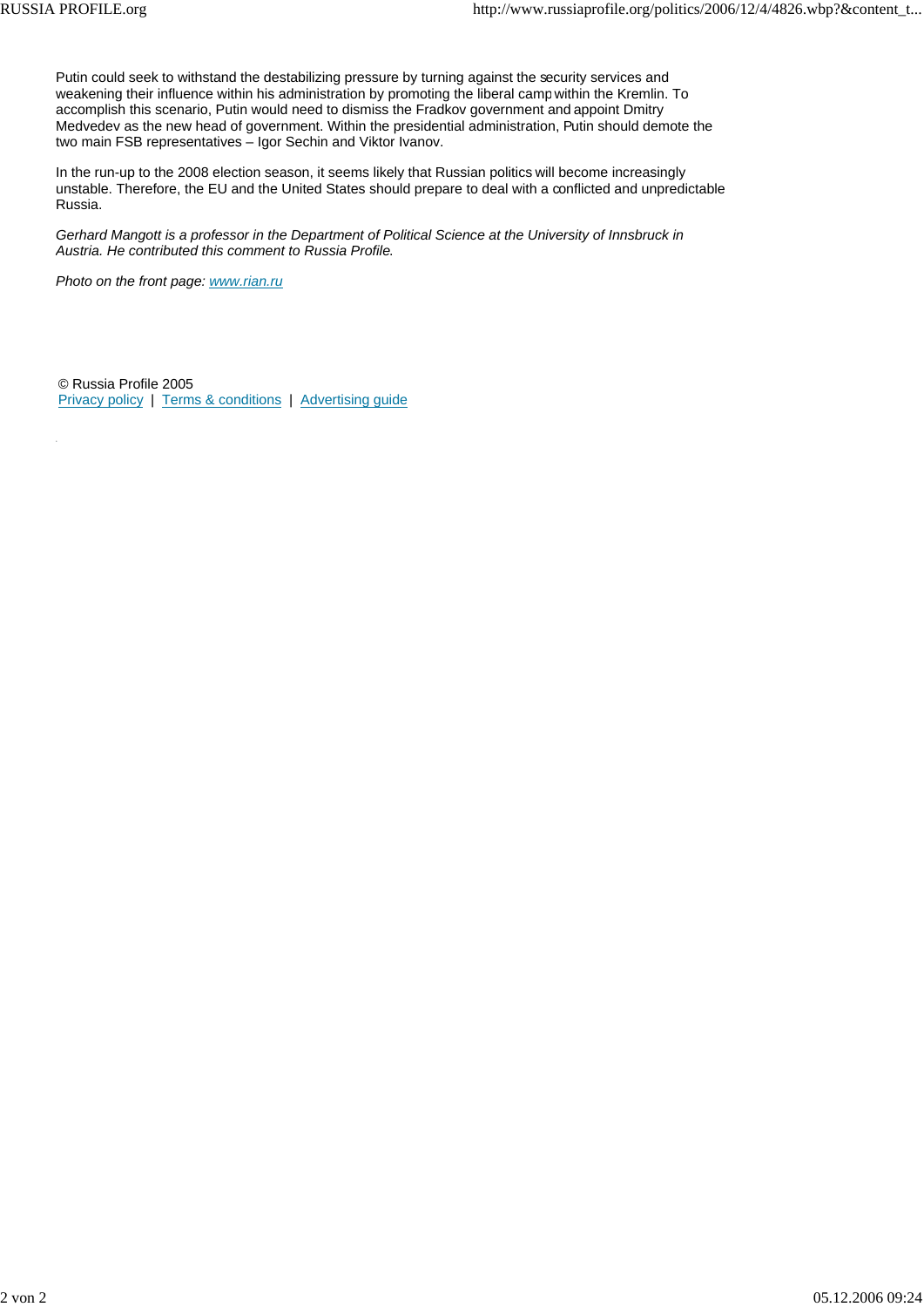Putin could seek to withstand the destabilizing pressure by turning against the security services and weakening their influence within his administration by promoting the liberal camp within the Kremlin. To accomplish this scenario, Putin would need to dismiss the Fradkov government and appoint Dmitry Medvedev as the new head of government. Within the presidential administration, Putin should demote the two main FSB representatives – Igor Sechin and Viktor Ivanov.

In the run-up to the 2008 election season, it seems likely that Russian politics will become increasingly unstable. Therefore, the EU and the United States should prepare to deal with a conflicted and unpredictable Russia.

*Gerhard Mangott is a professor in the Department of Political Science at the University of Innsbruck in Austria. He contributed this comment to Russia Profile.*

*Photo on the front page: www.rian.ru*

© Russia Profile 2005
Privacy policy | Terms & conditions | Advertising guide